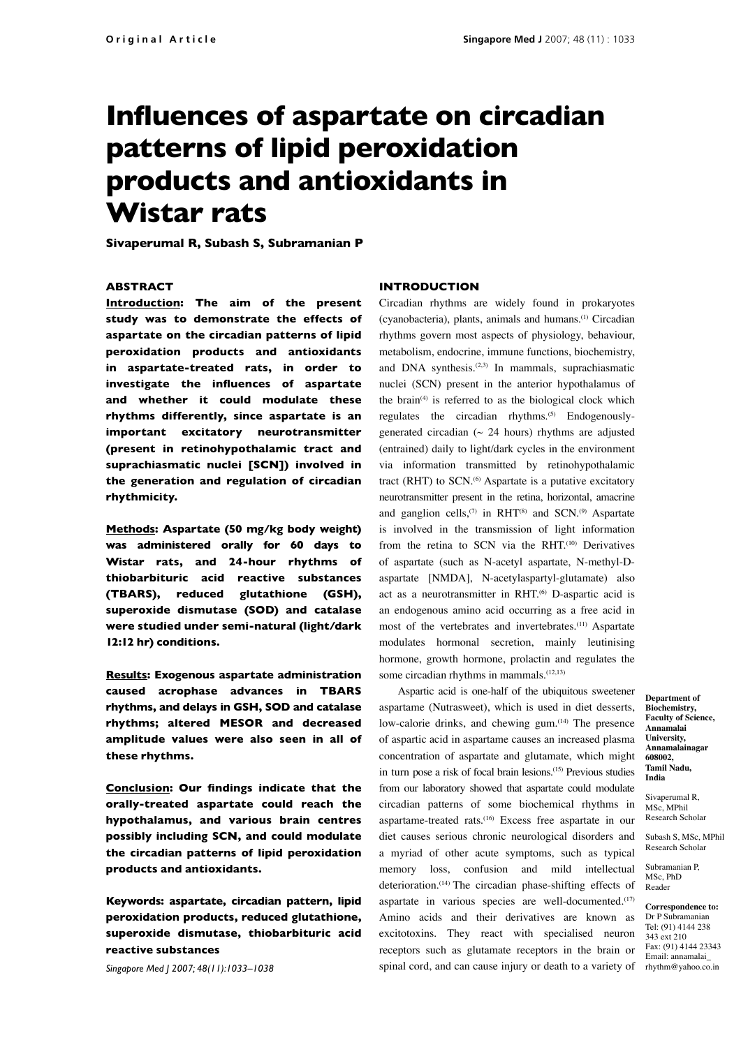**Original Article**

# Influences of aspartate on circadian patterns of lipid peroxidation products and antioxidants in Wistar rats

**Sivaperumal R, Subash S, Subramanian P**

## ABSTRACT

**Introduction: The aim of the present study was to demonstrate the effects of aspartate on the circadian patterns of lipid peroxidation products and antioxidants in aspartate-treated rats, in order to investigate the influences of aspartate and whether it could modulate these rhythms differently, since aspartate is an important excitatory neurotransmitter (present in retinohypothalamic tract and suprachiasmatic nuclei [SCN]) involved in the generation and regulation of circadian rhythmicity.**

**Methods: Aspartate (50 mg/kg body weight) was administered orally for 60 days to Wistar rats, and 24-hour rhythms of thiobarbituric acid reactive substances (TBARS), reduced glutathione (GSH), superoxide dismutase (SOD) and catalase were studied under semi-natural (light/dark 12:12 hr) conditions.**

**Results: Exogenous aspartate administration caused acrophase advances in TBARS rhythms, and delays in GSH, SOD and catalase rhythms; altered MESOR and decreased amplitude values were also seen in all of these rhythms.**

**Conclusion: Our findings indicate that the orally-treated aspartate could reach the hypothalamus, and various brain centres possibly including SCN, and could modulate the circadian patterns of lipid peroxidation products and antioxidants.**

**Keywords: aspartate, circadian pattern, lipid peroxidation products, reduced glutathione, superoxide dismutase, thiobarbituric acid reactive substances**

*Singapore Med J 2007; 48(11):1033–1038*

## INTRODUCTION

Circadian rhythms are widely found in prokaryotes (cyanobacteria), plants, animals and humans.[1] Circadian rhythms govern most aspects of physiology, behaviour, metabolism, endocrine, immune functions, biochemistry, and DNA synthesis.[2,3] In mammals, suprachiasmatic nuclei (SCN) present in the anterior hypothalamus of the brain[4] is referred to as the biological clock which regulates the circadian rhythms.[5] Endogenously-generated circadian (~ 24 hours) rhythms are adjusted (entrained) daily to light/dark cycles in the environment via information transmitted by retinohypothalamic tract (RHT) to SCN.[6] Aspartate is a putative excitatory neurotransmitter present in the retina, horizontal, amacrine and ganglion cells,[7] in RHT[8] and SCN.[9] Aspartate is involved in the transmission of light information from the retina to SCN via the RHT.[10] Derivatives of aspartate (such as N-acetyl aspartate, N-methyl-D-aspartate [NMDA], N-acetylaspartyl-glutamate) also act as a neurotransmitter in RHT.[6] D-aspartic acid is an endogenous amino acid occurring as a free acid in most of the vertebrates and invertebrates.[11] Aspartate modulates hormonal secretion, mainly leutinising hormone, growth hormone, prolactin and regulates the some circadian rhythms in mammals.[12,13]

Aspartic acid is one-half of the ubiquitous sweetener aspartame (Nutrasweet), which is used in diet desserts, low-calorie drinks, and chewing gum.[14] The presence of aspartic acid in aspartame causes an increased plasma concentration of aspartate and glutamate, which might in turn pose a risk of focal brain lesions.[15] Previous studies from our laboratory showed that aspartate could modulate circadian patterns of some biochemical rhythms in aspartame-treated rats.[16] Excess free aspartate in our diet causes serious chronic neurological disorders and a myriad of other acute symptoms, such as typical memory loss, confusion and mild intellectual deterioration.[14] The circadian phase-shifting effects of aspartate in various species are well-documented.[17] Amino acids and their derivatives are known as excitotoxins. They react with specialised neuron receptors such as glutamate receptors in the brain or spinal cord, and can cause injury or death to a variety of

**Department of Biochemistry, Faculty of Science, Annamalai University, Annamalainagar 608002, Tamil Nadu, India**

Sivaperumal R, MSc, MPhil
Research Scholar

Subash S, MSc, MPhil
Research Scholar

Subramanian P, MSc, PhD
Reader

**Correspondence to:**
Dr P Subramanian
Tel: (91) 4144 238 343 ext 210
Fax: (91) 4144 23343
Email: annamalai_rhythm@yahoo.co.in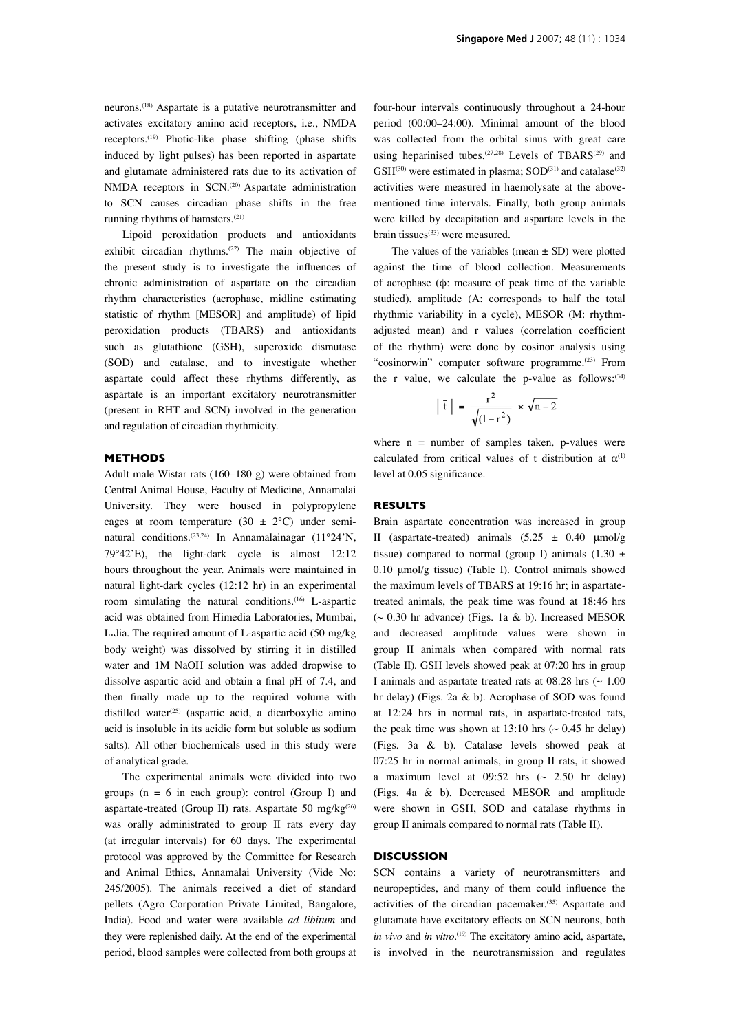neurons.[18] Aspartate is a putative neurotransmitter and activates excitatory amino acid receptors, i.e., NMDA receptors.[19] Photic-like phase shifting (phase shifts induced by light pulses) has been reported in aspartate and glutamate administered rats due to its activation of NMDA receptors in SCN.[20] Aspartate administration to SCN causes circadian phase shifts in the free running rhythms of hamsters.[21]

Lipoid peroxidation products and antioxidants exhibit circadian rhythms.[22] The main objective of the present study is to investigate the influences of chronic administration of aspartate on the circadian rhythm characteristics (acrophase, midline estimating statistic of rhythm [MESOR] and amplitude) of lipid peroxidation products (TBARS) and antioxidants such as glutathione (GSH), superoxide dismutase (SOD) and catalase, and to investigate whether aspartate could affect these rhythms differently, as aspartate is an important excitatory neurotransmitter (present in RHT and SCN) involved in the generation and regulation of circadian rhythmicity.

## METHODS

Adult male Wistar rats (160–180 g) were obtained from Central Animal House, Faculty of Medicine, Annamalai University. They were housed in polypropylene cages at room temperature (30 ± 2°C) under semi-natural conditions.[23,24] In Annamalainagar (11°24'N, 79°42'E), the light-dark cycle is almost 12:12 hours throughout the year. Animals were maintained in natural light-dark cycles (12:12 hr) in an experimental room simulating the natural conditions.[16] L-aspartic acid was obtained from Himedia Laboratories, Mumbai, India. The required amount of L-aspartic acid (50 mg/kg body weight) was dissolved by stirring it in distilled water and 1M NaOH solution was added dropwise to dissolve aspartic acid and obtain a final pH of 7.4, and then finally made up to the required volume with distilled water[25] (aspartic acid, a dicarboxylic amino acid is insoluble in its acidic form but soluble as sodium salts). All other biochemicals used in this study were of analytical grade.

The experimental animals were divided into two groups (n = 6 in each group): control (Group I) and aspartate-treated (Group II) rats. Aspartate 50 mg/kg[26] was orally administrated to group II rats every day (at irregular intervals) for 60 days. The experimental protocol was approved by the Committee for Research and Animal Ethics, Annamalai University (Vide No: 245/2005). The animals received a diet of standard pellets (Agro Corporation Private Limited, Bangalore, India). Food and water were available *ad libitum* and they were replenished daily. At the end of the experimental period, blood samples were collected from both groups at four-hour intervals continuously throughout a 24-hour period (00:00–24:00). Minimal amount of the blood was collected from the orbital sinus with great care using heparinised tubes.[27,28] Levels of TBARS[29] and GSH[30] were estimated in plasma; SOD[31] and catalase[32] activities were measured in haemolysate at the above-mentioned time intervals. Finally, both group animals were killed by decapitation and aspartate levels in the brain tissues[33] were measured.

The values of the variables (mean ± SD) were plotted against the time of blood collection. Measurements of acrophase (φ: measure of peak time of the variable studied), amplitude (A: corresponds to half the total rhythmic variability in a cycle), MESOR (M: rhythm-adjusted mean) and r values (correlation coefficient of the rhythm) were done by cosinor analysis using "cosinorwin" computer software programme.[23] From the r value, we calculate the p-value as follows:[34]

$$\left| \bar{t} \right| = \frac{r^2}{\sqrt{(1-r^2)}} \times \sqrt{n-2}$$

where n = number of samples taken. p-values were calculated from critical values of t distribution at $\alpha^{(1)}$ level at 0.05 significance.

## RESULTS

Brain aspartate concentration was increased in group II (aspartate-treated) animals (5.25 ± 0.40 μmol/g tissue) compared to normal (group I) animals (1.30 ± 0.10 μmol/g tissue) (Table I). Control animals showed the maximum levels of TBARS at 19:16 hr; in aspartate-treated animals, the peak time was found at 18:46 hrs (~ 0.30 hr advance) (Figs. 1a & b). Increased MESOR and decreased amplitude values were shown in group II animals when compared with normal rats (Table II). GSH levels showed peak at 07:20 hrs in group I animals and aspartate treated rats at 08:28 hrs (~ 1.00 hr delay) (Figs. 2a & b). Acrophase of SOD was found at 12:24 hrs in normal rats, in aspartate-treated rats, the peak time was shown at 13:10 hrs (~ 0.45 hr delay) (Figs. 3a & b). Catalase levels showed peak at 07:25 hr in normal animals, in group II rats, it showed a maximum level at 09:52 hrs (~ 2.50 hr delay) (Figs. 4a & b). Decreased MESOR and amplitude were shown in GSH, SOD and catalase rhythms in group II animals compared to normal rats (Table II).

## DISCUSSION

SCN contains a variety of neurotransmitters and neuropeptides, and many of them could influence the activities of the circadian pacemaker.[35] Aspartate and glutamate have excitatory effects on SCN neurons, both *in vivo* and *in vitro*.[19] The excitatory amino acid, aspartate, is involved in the neurotransmission and regulates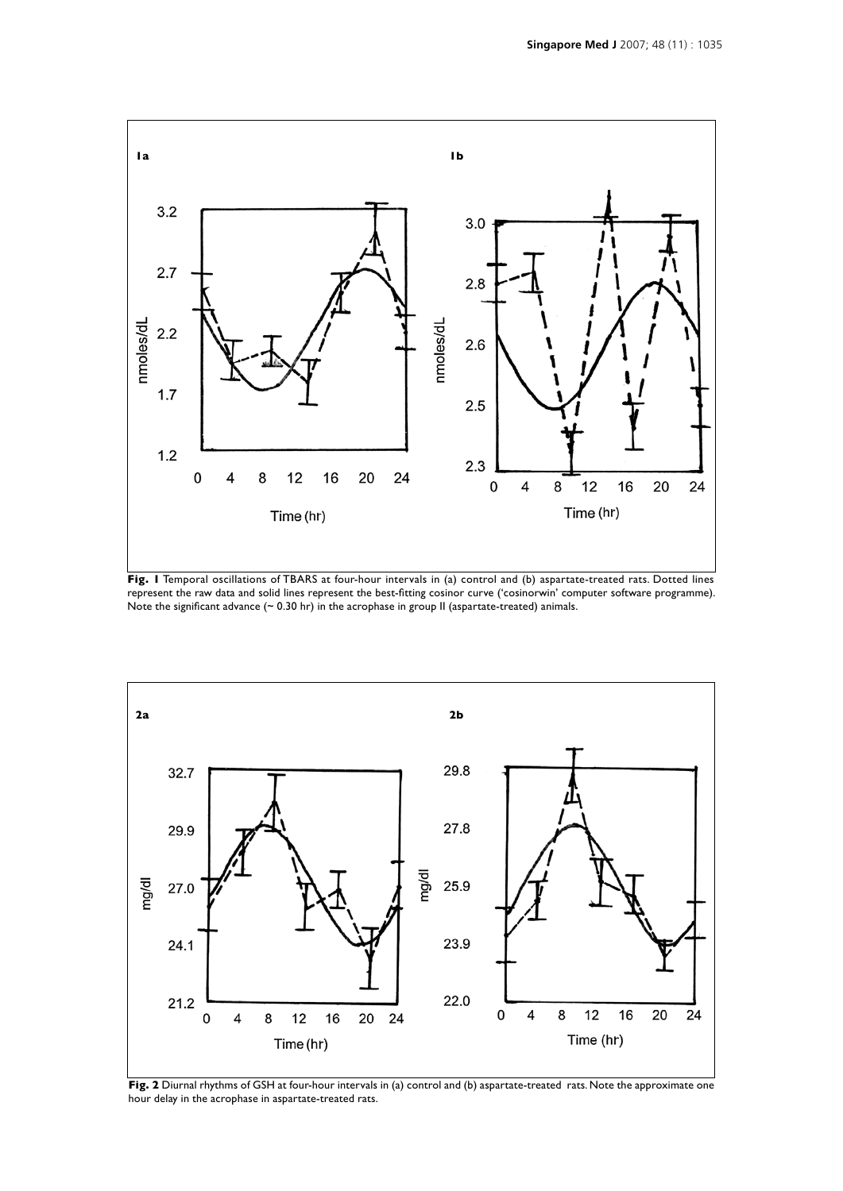**Fig. 1** Temporal oscillations of TBARS at four-hour intervals in (a) control and (b) aspartate-treated rats. Dotted lines represent the raw data and solid lines represent the best-fitting cosinor curve ('cosinorwin' computer software programme). Note the significant advance (~ 0.30 hr) in the acrophase in group II (aspartate-treated) animals.

**Fig. 2** Diurnal rhythms of GSH at four-hour intervals in (a) control and (b) aspartate-treated rats. Note the approximate one hour delay in the acrophase in aspartate-treated rats.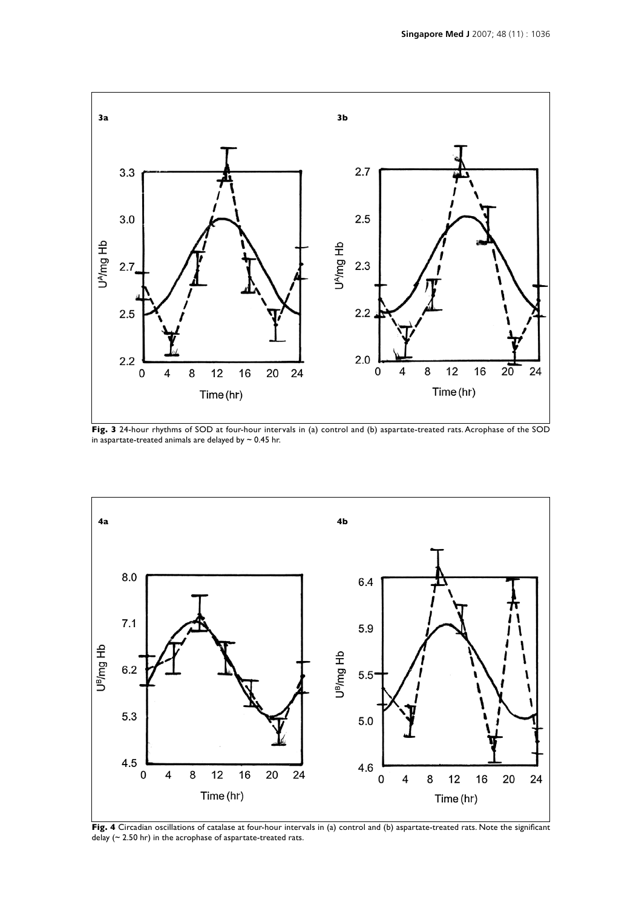**Fig. 3** 24-hour rhythms of SOD at four-hour intervals in (a) control and (b) aspartate-treated rats. Acrophase of the SOD in aspartate-treated animals are delayed by ~ 0.45 hr.

**Fig. 4** Circadian oscillations of catalase at four-hour intervals in (a) control and (b) aspartate-treated rats. Note the significant delay (~ 2.50 hr) in the acrophase of aspartate-treated rats.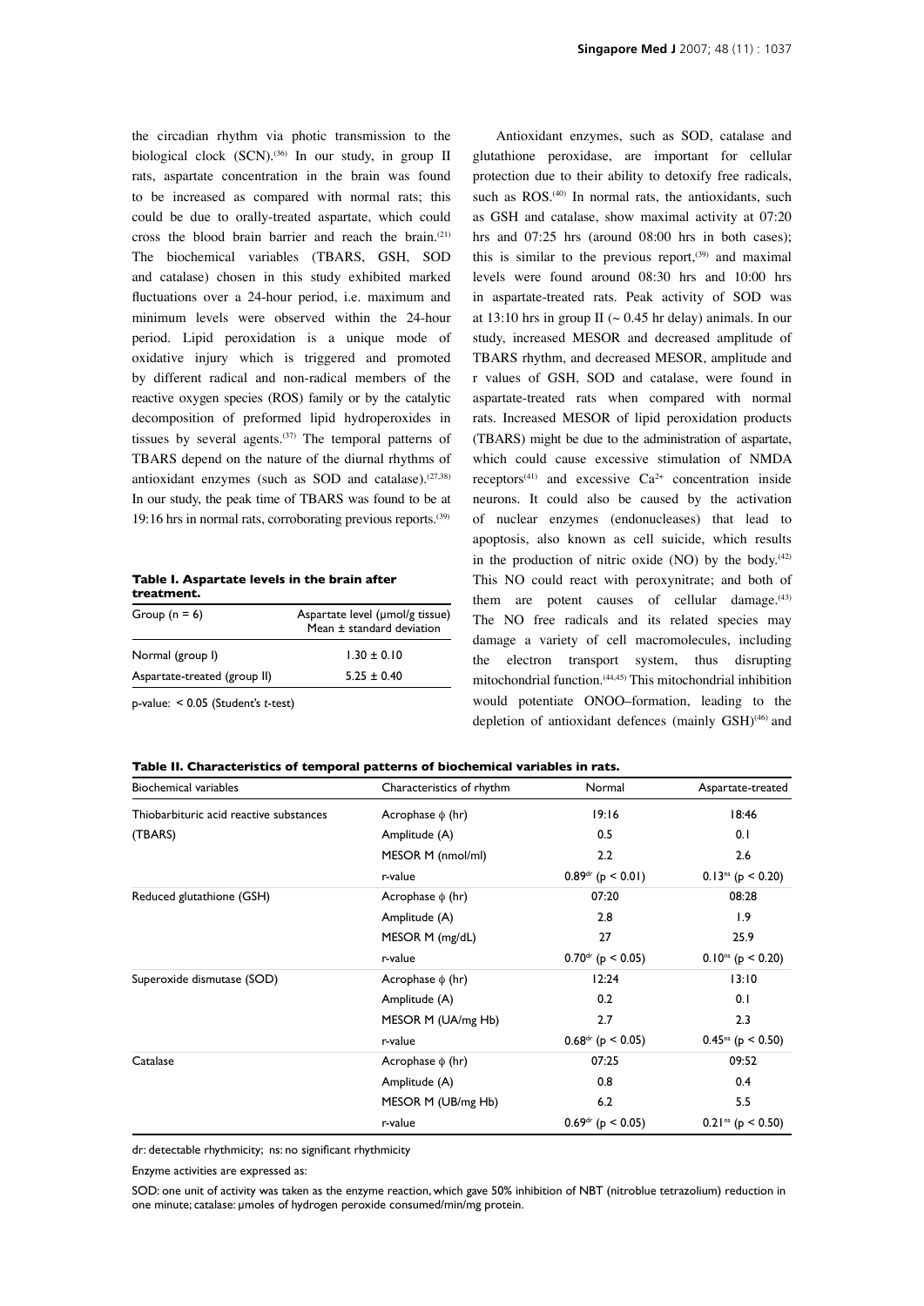the circadian rhythm via photic transmission to the biological clock (SCN).[36] In our study, in group II rats, aspartate concentration in the brain was found to be increased as compared with normal rats; this could be due to orally-treated aspartate, which could cross the blood brain barrier and reach the brain.[21] The biochemical variables (TBARS, GSH, SOD and catalase) chosen in this study exhibited marked fluctuations over a 24-hour period, i.e. maximum and minimum levels were observed within the 24-hour period. Lipid peroxidation is a unique mode of oxidative injury which is triggered and promoted by different radical and non-radical members of the reactive oxygen species (ROS) family or by the catalytic decomposition of preformed lipid hydroperoxides in tissues by several agents.[37] The temporal patterns of TBARS depend on the nature of the diurnal rhythms of antioxidant enzymes (such as SOD and catalase).[27,38] In our study, the peak time of TBARS was found to be at 19:16 hrs in normal rats, corroborating previous reports.[39]

**Table I. Aspartate levels in the brain after treatment.**

| Group (n = 6) | Aspartate level (μmol/g tissue) Mean ± standard deviation |
|---|---|
| Normal (group I) | 1.30 ± 0.10 |
| Aspartate-treated (group II) | 5.25 ± 0.40 |

p-value: < 0.05 (Student's *t*-test)

Antioxidant enzymes, such as SOD, catalase and glutathione peroxidase, are important for cellular protection due to their ability to detoxify free radicals, such as ROS.[40] In normal rats, the antioxidants, such as GSH and catalase, show maximal activity at 07:20 hrs and 07:25 hrs (around 08:00 hrs in both cases); this is similar to the previous report,[39] and maximal levels were found around 08:30 hrs and 10:00 hrs in aspartate-treated rats. Peak activity of SOD was at 13:10 hrs in group II (~ 0.45 hr delay) animals. In our study, increased MESOR and decreased amplitude of TBARS rhythm, and decreased MESOR, amplitude and r values of GSH, SOD and catalase, were found in aspartate-treated rats when compared with normal rats. Increased MESOR of lipid peroxidation products (TBARS) might be due to the administration of aspartate, which could cause excessive stimulation of NMDA receptors[41] and excessive $Ca^{2+}$ concentration inside neurons. It could also be caused by the activation of nuclear enzymes (endonucleases) that lead to apoptosis, also known as cell suicide, which results in the production of nitric oxide (NO) by the body.[42] This NO could react with peroxynitrate; and both of them are potent causes of cellular damage.[43] The NO free radicals and its related species may damage a variety of cell macromolecules, including the electron transport system, thus disrupting mitochondrial function.[44,45] This mitochondrial inhibition would potentiate ONOO–formation, leading to the depletion of antioxidant defences (mainly GSH)[46] and

**Table II. Characteristics of temporal patterns of biochemical variables in rats.**

| Biochemical variables | Characteristics of rhythm | Normal | Aspartate-treated |
|---|---|---|---|
| Thiobarbituric acid reactive substances (TBARS) | Acrophase $\phi$ (hr) | 19:16 | 18:46 |
| | Amplitude (A) | 0.5 | 0.1 |
| | MESOR M (nmol/ml) | 2.2 | 2.6 |
| | r-value | $0.89^{dr}$ ($p < 0.01$) | $0.13^{ns}$ ($p < 0.20$) |
| Reduced glutathione (GSH) | Acrophase $\phi$ (hr) | 07:20 | 08:28 |
| | Amplitude (A) | 2.8 | 1.9 |
| | MESOR M (mg/dL) | 27 | 25.9 |
| | r-value | $0.70^{dr}$ ($p < 0.05$) | $0.10^{ns}$ ($p < 0.20$) |
| Superoxide dismutase (SOD) | Acrophase $\phi$ (hr) | 12:24 | 13:10 |
| | Amplitude (A) | 0.2 | 0.1 |
| | MESOR M (UA/mg Hb) | 2.7 | 2.3 |
| | r-value | $0.68^{dr}$ ($p < 0.05$) | $0.45^{ns}$ ($p < 0.50$) |
| Catalase | Acrophase $\phi$ (hr) | 07:25 | 09:52 |
| | Amplitude (A) | 0.8 | 0.4 |
| | MESOR M (UB/mg Hb) | 6.2 | 5.5 |
| | r-value | $0.69^{dr}$ ($p < 0.05$) | $0.21^{ns}$ ($p < 0.50$) |

dr: detectable rhythmicity; ns: no significant rhythmicity

Enzyme activities are expressed as:

SOD: one unit of activity was taken as the enzyme reaction, which gave 50% inhibition of NBT (nitroblue tetrazolium) reduction in one minute; catalase: μmoles of hydrogen peroxide consumed/min/mg protein.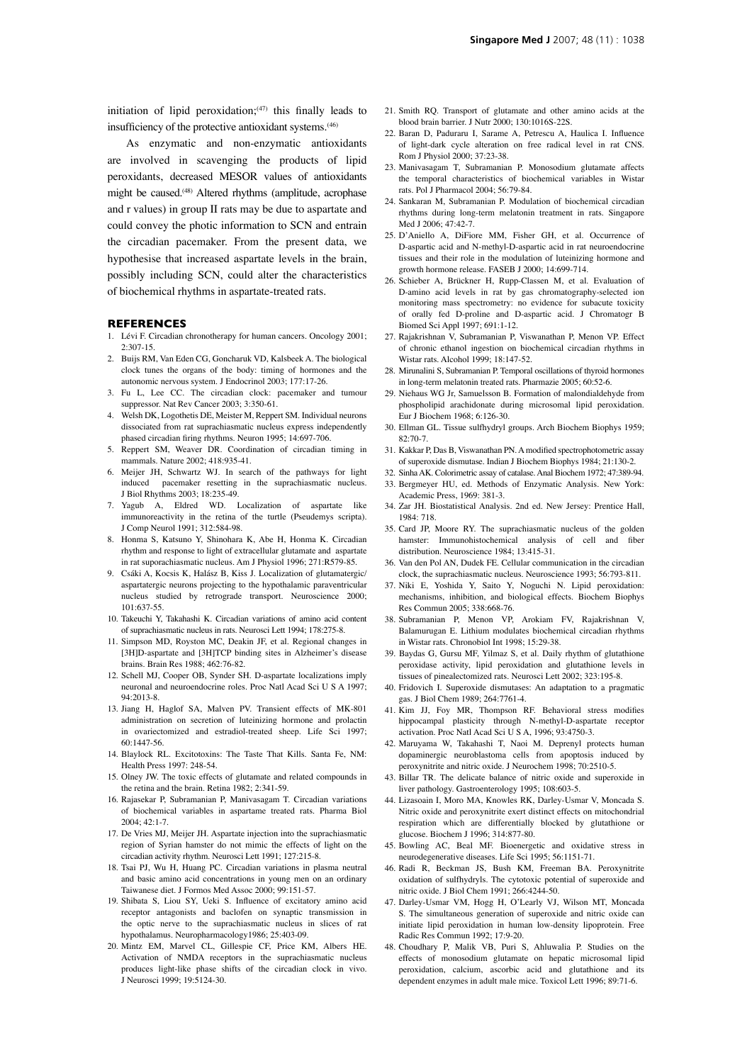initiation of lipid peroxidation;[47] this finally leads to insufficiency of the protective antioxidant systems.[46]

As enzymatic and non-enzymatic antioxidants are involved in scavenging the products of lipid peroxidants, decreased MESOR values of antioxidants might be caused.[48] Altered rhythms (amplitude, acrophase and r values) in group II rats may be due to aspartate and could convey the photic information to SCN and entrain the circadian pacemaker. From the present data, we hypothesise that increased aspartate levels in the brain, possibly including SCN, could alter the characteristics of biochemical rhythms in aspartate-treated rats.

## REFERENCES

1. Lévi F. Circadian chronotherapy for human cancers. Oncology 2001; 2:307-15.
2. Buijs RM, Van Eden CG, Goncharuk VD, Kalsbeek A. The biological clock tunes the organs of the body: timing of hormones and the autonomic nervous system. J Endocrinol 2003; 177:17-26.
3. Fu L, Lee CC. The circadian clock: pacemaker and tumour suppressor. Nat Rev Cancer 2003; 3:350-61.
4. Welsh DK, Logothetis DE, Meister M, Reppert SM. Individual neurons dissociated from rat suprachiasmatic nucleus express independently phased circadian firing rhythms. Neuron 1995; 14:697-706.
5. Reppert SM, Weaver DR. Coordination of circadian timing in mammals. Nature 2002; 418:935-41.
6. Meijer JH, Schwartz WJ. In search of the pathways for light induced pacemaker resetting in the suprachiasmatic nucleus. J Biol Rhythms 2003; 18:235-49.
7. Yagub A, Eldred WD. Localization of aspartate like immunoreactivity in the retina of the turtle (Pseudemys scripta). J Comp Neurol 1991; 312:584-98.
8. Honma S, Katsuno Y, Shinohara K, Abe H, Honma K. Circadian rhythm and response to light of extracellular glutamate and aspartate in rat suporachiasmatic nucleus. Am J Physiol 1996; 271:R579-85.
9. Csáki A, Kocsis K, Halász B, Kiss J. Localization of glutamatergic/aspartatergic neurons projecting to the hypothalamic paraventricular nucleus studied by retrograde transport. Neuroscience 2000; 101:637-55.
10. Takeuchi Y, Takahashi K. Circadian variations of amino acid content of suprachiasmatic nucleus in rats. Neurosci Lett 1994; 178:275-8.
11. Simpson MD, Royston MC, Deakin JF, et al. Regional changes in [3H]D-aspartate and [3H]TCP binding sites in Alzheimer's disease brains. Brain Res 1988; 462:76-82.
12. Schell MJ, Cooper OB, Synder SH. D-aspartate localizations imply neuronal and neuroendocrine roles. Proc Natl Acad Sci U S A 1997; 94:2013-8.
13. Jiang H, Haglof SA, Malven PV. Transient effects of MK-801 administration on secretion of luteinizing hormone and prolactin in ovariectomized and estradiol-treated sheep. Life Sci 1997; 60:1447-56.
14. Blaylock RL. Excitotoxins: The Taste That Kills. Santa Fe, NM: Health Press 1997: 248-54.
15. Olney JW. The toxic effects of glutamate and related compounds in the retina and the brain. Retina 1982; 2:341-59.
16. Rajasekar P, Subramanian P, Manivasagam T. Circadian variations of biochemical variables in aspartame treated rats. Pharma Biol 2004; 42:1-7.
17. De Vries MJ, Meijer JH. Aspartate injection into the suprachiasmatic region of Syrian hamster do not mimic the effects of light on the circadian activity rhythm. Neurosci Lett 1991; 127:215-8.
18. Tsai PJ, Wu H, Huang PC. Circadian variations in plasma neutral and basic amino acid concentrations in young men on an ordinary Taiwanese diet. J Formos Med Assoc 2000; 99:151-57.
19. Shibata S, Liou SY, Ueki S. Influence of excitatory amino acid receptor antagonists and baclofen on synaptic transmission in the optic nerve to the suprachiasmatic nucleus in slices of rat hypothalamus. Neuropharmacology1986; 25:403-09.
20. Mintz EM, Marvel CL, Gillespie CF, Price KM, Albers HE. Activation of NMDA receptors in the suprachiasmatic nucleus produces light-like phase shifts of the circadian clock in vivo. J Neurosci 1999; 19:5124-30.
21. Smith RQ. Transport of glutamate and other amino acids at the blood brain barrier. J Nutr 2000; 130:1016S-22S.
22. Baran D, Paduraru I, Sarame A, Petrescu A, Haulica I. Influence of light-dark cycle alteration on free radical level in rat CNS. Rom J Physiol 2000; 37:23-38.
23. Manivasagam T, Subramanian P. Monosodium glutamate affects the temporal characteristics of biochemical variables in Wistar rats. Pol J Pharmacol 2004; 56:79-84.
24. Sankaran M, Subramanian P. Modulation of biochemical circadian rhythms during long-term melatonin treatment in rats. Singapore Med J 2006; 47:42-7.
25. D'Aniello A, DiFiore MM, Fisher GH, et al. Occurrence of D-aspartic acid and N-methyl-D-aspartic acid in rat neuroendocrine tissues and their role in the modulation of luteinizing hormone and growth hormone release. FASEB J 2000; 14:699-714.
26. Schieber A, Brückner H, Rupp-Classen M, et al. Evaluation of D-amino acid levels in rat by gas chromatography-selected ion monitoring mass spectrometry: no evidence for subacute toxicity of orally fed D-proline and D-aspartic acid. J Chromatogr B Biomed Sci Appl 1997; 691:1-12.
27. Rajakrishnan V, Subramanian P, Viswanathan P, Menon VP. Effect of chronic ethanol ingestion on biochemical circadian rhythms in Wistar rats. Alcohol 1999; 18:147-52.
28. Mirunalini S, Subramanian P. Temporal oscillations of thyroid hormones in long-term melatonin treated rats. Pharmazie 2005; 60:52-6.
29. Niehaus WG Jr, Samuelsson B. Formation of malondialdehyde from phospholipid arachidonate during microsomal lipid peroxidation. Eur J Biochem 1968; 6:126-30.
30. Ellman GL. Tissue sulfhydryl groups. Arch Biochem Biophys 1959; 82:70-7.
31. Kakkar P, Das B, Viswanathan PN. A modified spectrophotometric assay of superoxide dismutase. Indian J Biochem Biophys 1984; 21:130-2.
32. Sinha AK. Colorimetric assay of catalase. Anal Biochem 1972; 47:389-94.
33. Bergmeyer HU, ed. Methods of Enzymatic Analysis. New York: Academic Press, 1969: 381-3.
34. Zar JH. Biostatistical Analysis. 2nd ed. New Jersey: Prentice Hall, 1984: 718.
35. Card JP, Moore RY. The suprachiasmatic nucleus of the golden hamster: Immunohistochemical analysis of cell and fiber distribution. Neuroscience 1984; 13:415-31.
36. Van den Pol AN, Dudek FE. Cellular communication in the circadian clock, the suprachiasmatic nucleus. Neuroscience 1993; 56:793-811.
37. Niki E, Yoshida Y, Saito Y, Noguchi N. Lipid peroxidation: mechanisms, inhibition, and biological effects. Biochem Biophys Res Commun 2005; 338:668-76.
38. Subramanian P, Menon VP, Arokiam FV, Rajakrishnan V, Balamurugan E. Lithium modulates biochemical circadian rhythms in Wistar rats. Chronobiol Int 1998; 15:29-38.
39. Baydas G, Gursu MF, Yilmaz S, et al. Daily rhythm of glutathione peroxidase activity, lipid peroxidation and glutathione levels in tissues of pinealectomized rats. Neurosci Lett 2002; 323:195-8.
40. Fridovich I. Superoxide dismutases: An adaptation to a pragmatic gas. J Biol Chem 1989; 264:7761-4.
41. Kim JJ, Foy MR, Thompson RF. Behavioral stress modifies hippocampal plasticity through N-methyl-D-aspartate receptor activation. Proc Natl Acad Sci U S A, 1996; 93:4750-3.
42. Maruyama W, Takahashi T, Naoi M. Deprenyl protects human dopaminergic neuroblastoma cells from apoptosis induced by peroxynitrite and nitric oxide. J Neurochem 1998; 70:2510-5.
43. Billar TR. The delicate balance of nitric oxide and superoxide in liver pathology. Gastroenterology 1995; 108:603-5.
44. Lizasoain I, Moro MA, Knowles RK, Darley-Usmar V, Moncada S. Nitric oxide and peroxynitrite exert distinct effects on mitochondrial respiration which are differentially blocked by glutathione or glucose. Biochem J 1996; 314:877-80.
45. Bowling AC, Beal MF. Bioenergetic and oxidative stress in neurodegenerative diseases. Life Sci 1995; 56:1151-71.
46. Radi R, Beckman JS, Bush KM, Freeman BA. Peroxynitrite oxidation of sulfhydryls. The cytotoxic potential of superoxide and nitric oxide. J Biol Chem 1991; 266:4244-50.
47. Darley-Usmar VM, Hogg H, O'Learly VJ, Wilson MT, Moncada S. The simultaneous generation of superoxide and nitric oxide can initiate lipid peroxidation in human low-density lipoprotein. Free Radic Res Commun 1992; 17:9-20.
48. Choudhary P, Malik VB, Puri S, Ahluwalia P. Studies on the effects of monosodium glutamate on hepatic microsomal lipid peroxidation, calcium, ascorbic acid and glutathione and its dependent enzymes in adult male mice. Toxicol Lett 1996; 89:71-6.